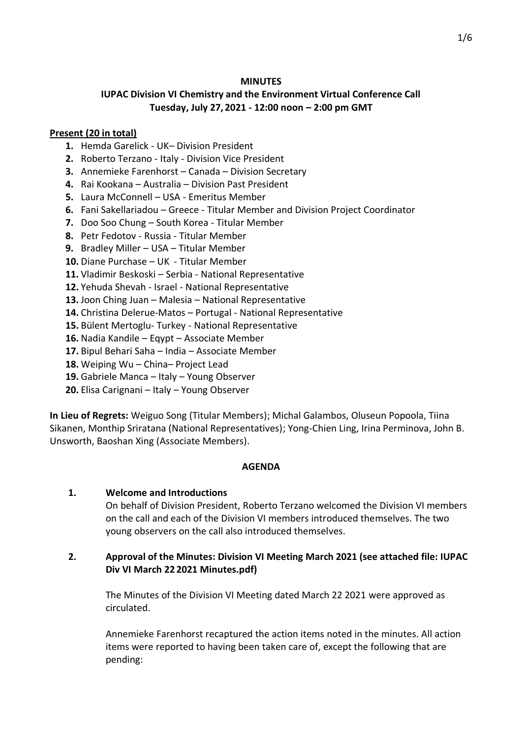**MINUTES**

**IUPAC Division VI Chemistry and the Environment Virtual Conference Call**
**Tuesday, July 27, 2021 - 12:00 noon – 2:00 pm GMT**

**Present (20 in total)**

1. Hemda Garelick - UK– Division President
2. Roberto Terzano - Italy - Division Vice President
3. Annemieke Farenhorst – Canada – Division Secretary
4. Rai Kookana – Australia – Division Past President
5. Laura McConnell – USA - Emeritus Member
6. Fani Sakellariadou – Greece - Titular Member and Division Project Coordinator
7. Doo Soo Chung – South Korea - Titular Member
8. Petr Fedotov - Russia - Titular Member
9. Bradley Miller – USA – Titular Member
10. Diane Purchase – UK - Titular Member
11. Vladimir Beskoski – Serbia - National Representative
12. Yehuda Shevah - Israel - National Representative
13. Joon Ching Juan – Malesia – National Representative
14. Christina Delerue-Matos – Portugal - National Representative
15. Bülent Mertoglu- Turkey - National Representative
16. Nadia Kandile – Eqypt – Associate Member
17. Bipul Behari Saha – India – Associate Member
18. Weiping Wu – China– Project Lead
19. Gabriele Manca – Italy – Young Observer
20. Elisa Carignani – Italy – Young Observer

**In Lieu of Regrets:** Weiguo Song (Titular Members); Michal Galambos, Oluseun Popoola, Tiina Sikanen, Monthip Sriratana (National Representatives); Yong-Chien Ling, Irina Perminova, John B. Unsworth, Baoshan Xing (Associate Members).

**AGENDA**

1. **Welcome and Introductions**

   On behalf of Division President, Roberto Terzano welcomed the Division VI members on the call and each of the Division VI members introduced themselves. The two young observers on the call also introduced themselves.

2. **Approval of the Minutes: Division VI Meeting March 2021 (see attached file: IUPAC Div VI March 22 2021 Minutes.pdf)**

   The Minutes of the Division VI Meeting dated March 22 2021 were approved as circulated.

   Annemieke Farenhorst recaptured the action items noted in the minutes. All action items were reported to having been taken care of, except the following that are pending: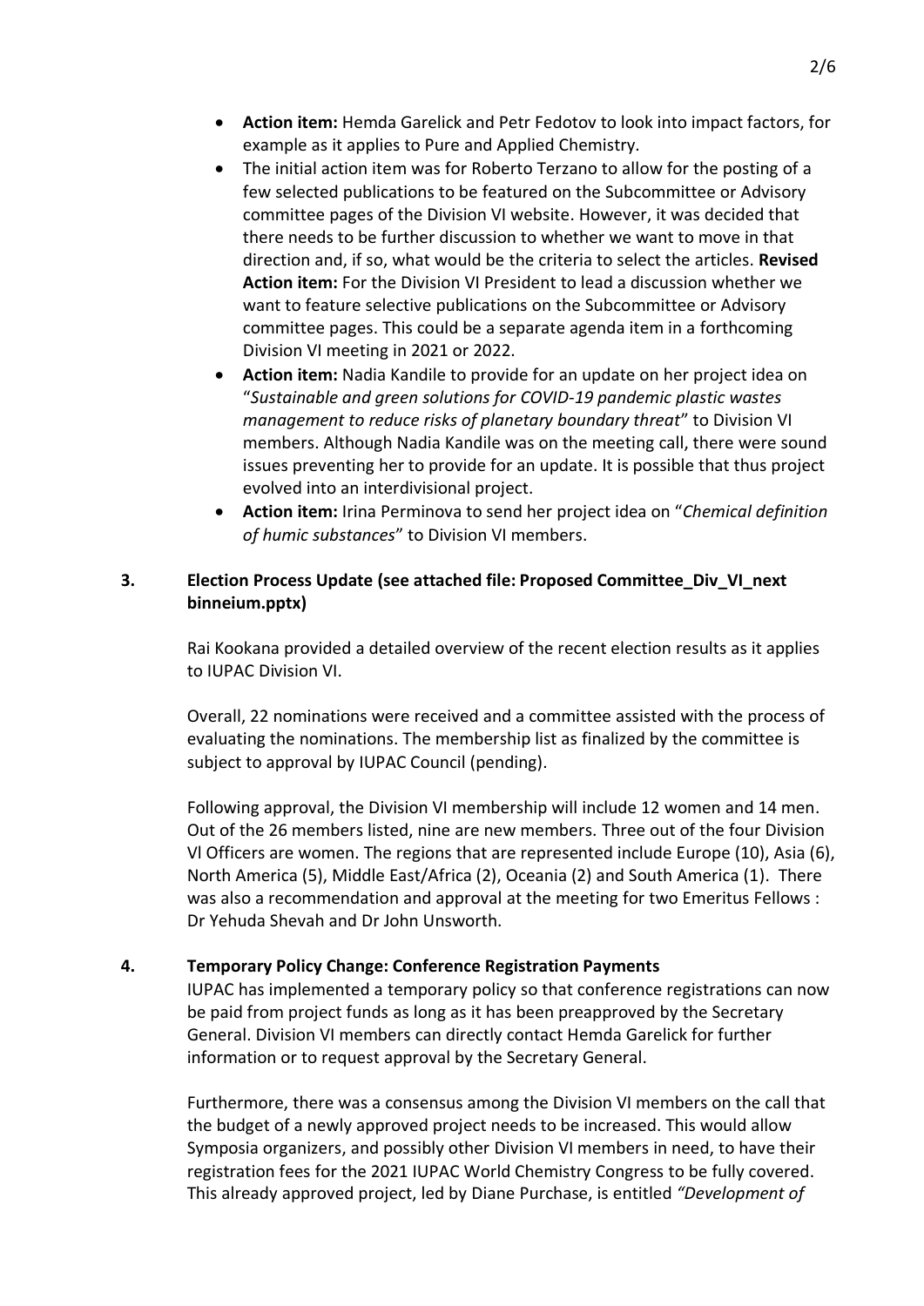- **Action item:** Hemda Garelick and Petr Fedotov to look into impact factors, for example as it applies to Pure and Applied Chemistry.
- The initial action item was for Roberto Terzano to allow for the posting of a few selected publications to be featured on the Subcommittee or Advisory committee pages of the Division VI website. However, it was decided that there needs to be further discussion to whether we want to move in that direction and, if so, what would be the criteria to select the articles. **Revised Action item:** For the Division VI President to lead a discussion whether we want to feature selective publications on the Subcommittee or Advisory committee pages. This could be a separate agenda item in a forthcoming Division VI meeting in 2021 or 2022.
- **Action item:** Nadia Kandile to provide for an update on her project idea on "*Sustainable and green solutions for COVID-19 pandemic plastic wastes management to reduce risks of planetary boundary threat*" to Division VI members. Although Nadia Kandile was on the meeting call, there were sound issues preventing her to provide for an update. It is possible that thus project evolved into an interdivisional project.
- **Action item:** Irina Perminova to send her project idea on "*Chemical definition of humic substances*" to Division VI members.

## 3. Election Process Update (see attached file: Proposed Committee_Div_VI_next binneium.pptx)

Rai Kookana provided a detailed overview of the recent election results as it applies to IUPAC Division VI.

Overall, 22 nominations were received and a committee assisted with the process of evaluating the nominations. The membership list as finalized by the committee is subject to approval by IUPAC Council (pending).

Following approval, the Division VI membership will include 12 women and 14 men. Out of the 26 members listed, nine are new members. Three out of the four Division Vl Officers are women. The regions that are represented include Europe (10), Asia (6), North America (5), Middle East/Africa (2), Oceania (2) and South America (1). There was also a recommendation and approval at the meeting for two Emeritus Fellows : Dr Yehuda Shevah and Dr John Unsworth.

## 4. Temporary Policy Change: Conference Registration Payments

IUPAC has implemented a temporary policy so that conference registrations can now be paid from project funds as long as it has been preapproved by the Secretary General. Division VI members can directly contact Hemda Garelick for further information or to request approval by the Secretary General.

Furthermore, there was a consensus among the Division VI members on the call that the budget of a newly approved project needs to be increased. This would allow Symposia organizers, and possibly other Division VI members in need, to have their registration fees for the 2021 IUPAC World Chemistry Congress to be fully covered. This already approved project, led by Diane Purchase, is entitled *"Development of*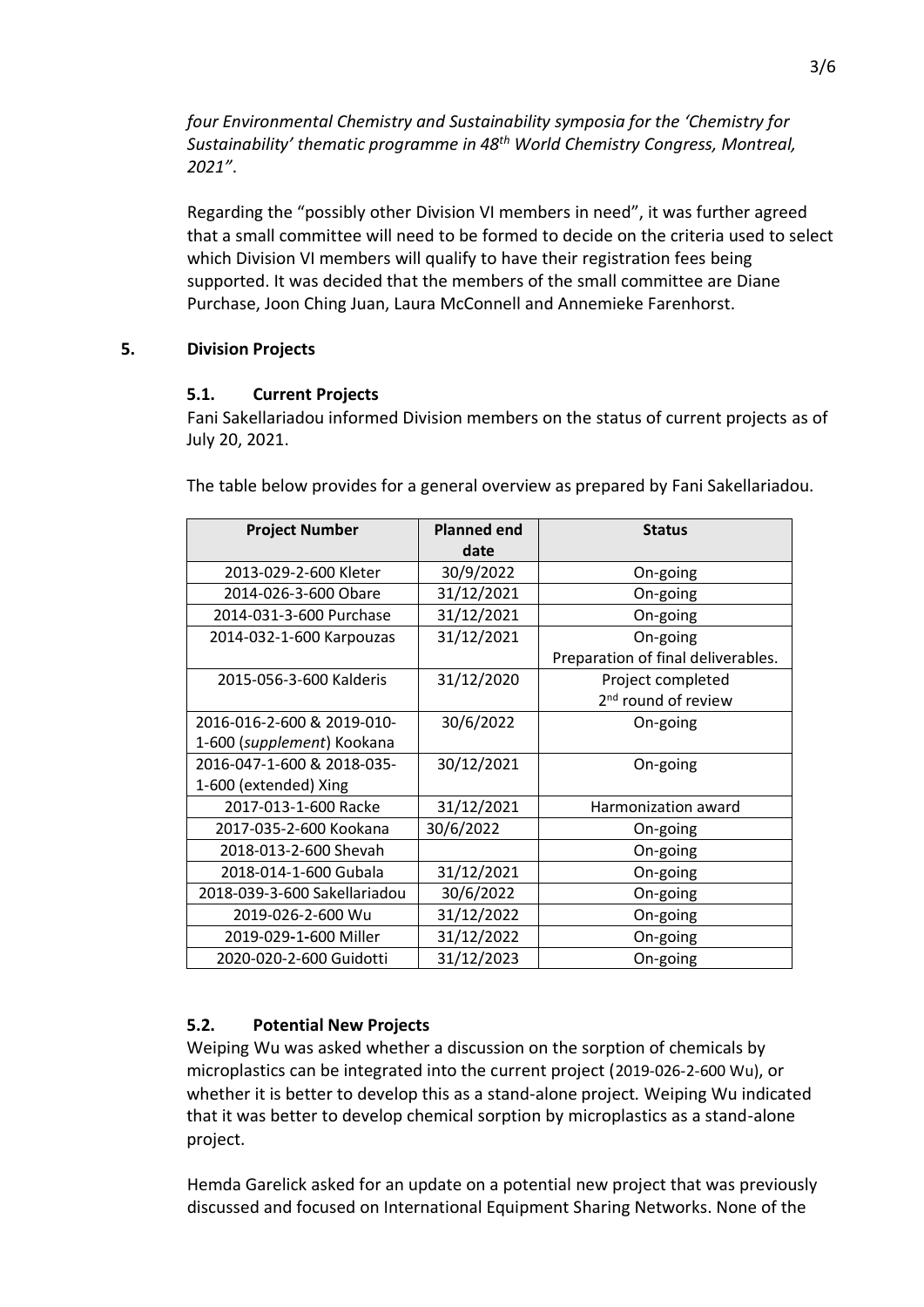*four Environmental Chemistry and Sustainability symposia for the 'Chemistry for Sustainability' thematic programme in 48th World Chemistry Congress, Montreal, 2021"*.

Regarding the "possibly other Division VI members in need", it was further agreed that a small committee will need to be formed to decide on the criteria used to select which Division VI members will qualify to have their registration fees being supported. It was decided that the members of the small committee are Diane Purchase, Joon Ching Juan, Laura McConnell and Annemieke Farenhorst.

## 5. Division Projects

### 5.1. Current Projects

Fani Sakellariadou informed Division members on the status of current projects as of July 20, 2021.

The table below provides for a general overview as prepared by Fani Sakellariadou.

| Project Number | Planned end date | Status |
|---|---|---|
| 2013-029-2-600 Kleter | 30/9/2022 | On-going |
| 2014-026-3-600 Obare | 31/12/2021 | On-going |
| 2014-031-3-600 Purchase | 31/12/2021 | On-going |
| 2014-032-1-600 Karpouzas | 31/12/2021 | On-going<br>Preparation of final deliverables. |
| 2015-056-3-600 Kalderis | 31/12/2020 | Project completed<br>2nd round of review |
| 2016-016-2-600 & 2019-010-1-600 (*supplement*) Kookana | 30/6/2022 | On-going |
| 2016-047-1-600 & 2018-035-1-600 (extended) Xing | 30/12/2021 | On-going |
| 2017-013-1-600 Racke | 31/12/2021 | Harmonization award |
| 2017-035-2-600 Kookana | 30/6/2022 | On-going |
| 2018-013-2-600 Shevah | | On-going |
| 2018-014-1-600 Gubala | 31/12/2021 | On-going |
| 2018-039-3-600 Sakellariadou | 30/6/2022 | On-going |
| 2019-026-2-600 Wu | 31/12/2022 | On-going |
| 2019-029-1-600 Miller | 31/12/2022 | On-going |
| 2020-020-2-600 Guidotti | 31/12/2023 | On-going |

### 5.2. Potential New Projects

Weiping Wu was asked whether a discussion on the sorption of chemicals by microplastics can be integrated into the current project (2019-026-2-600 Wu), or whether it is better to develop this as a stand-alone project. Weiping Wu indicated that it was better to develop chemical sorption by microplastics as a stand-alone project.

Hemda Garelick asked for an update on a potential new project that was previously discussed and focused on International Equipment Sharing Networks. None of the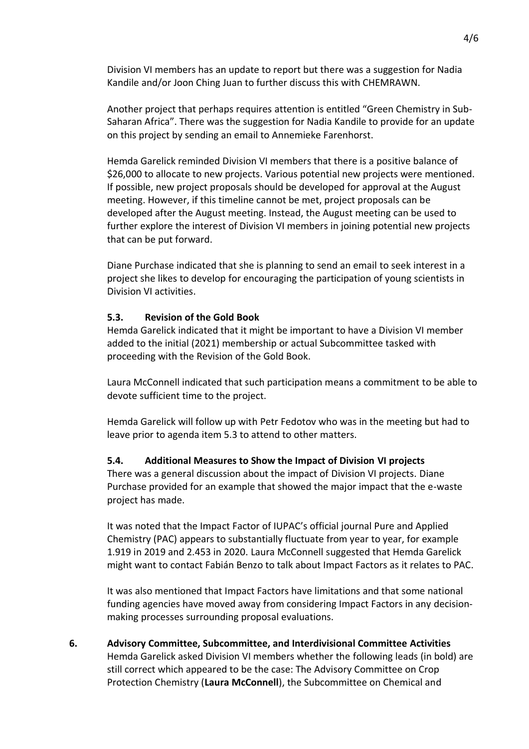Division VI members has an update to report but there was a suggestion for Nadia Kandile and/or Joon Ching Juan to further discuss this with CHEMRAWN.

Another project that perhaps requires attention is entitled "Green Chemistry in Sub-Saharan Africa". There was the suggestion for Nadia Kandile to provide for an update on this project by sending an email to Annemieke Farenhorst.

Hemda Garelick reminded Division VI members that there is a positive balance of $26,000 to allocate to new projects. Various potential new projects were mentioned. If possible, new project proposals should be developed for approval at the August meeting. However, if this timeline cannot be met, project proposals can be developed after the August meeting. Instead, the August meeting can be used to further explore the interest of Division VI members in joining potential new projects that can be put forward.

Diane Purchase indicated that she is planning to send an email to seek interest in a project she likes to develop for encouraging the participation of young scientists in Division VI activities.

### 5.3. Revision of the Gold Book

Hemda Garelick indicated that it might be important to have a Division VI member added to the initial (2021) membership or actual Subcommittee tasked with proceeding with the Revision of the Gold Book.

Laura McConnell indicated that such participation means a commitment to be able to devote sufficient time to the project.

Hemda Garelick will follow up with Petr Fedotov who was in the meeting but had to leave prior to agenda item 5.3 to attend to other matters.

### 5.4. Additional Measures to Show the Impact of Division VI projects

There was a general discussion about the impact of Division VI projects. Diane Purchase provided for an example that showed the major impact that the e-waste project has made.

It was noted that the Impact Factor of IUPAC's official journal Pure and Applied Chemistry (PAC) appears to substantially fluctuate from year to year, for example 1.919 in 2019 and 2.453 in 2020. Laura McConnell suggested that Hemda Garelick might want to contact Fabián Benzo to talk about Impact Factors as it relates to PAC.

It was also mentioned that Impact Factors have limitations and that some national funding agencies have moved away from considering Impact Factors in any decision-making processes surrounding proposal evaluations.

## 6. Advisory Committee, Subcommittee, and Interdivisional Committee Activities

Hemda Garelick asked Division VI members whether the following leads (in bold) are still correct which appeared to be the case: The Advisory Committee on Crop Protection Chemistry (**Laura McConnell**), the Subcommittee on Chemical and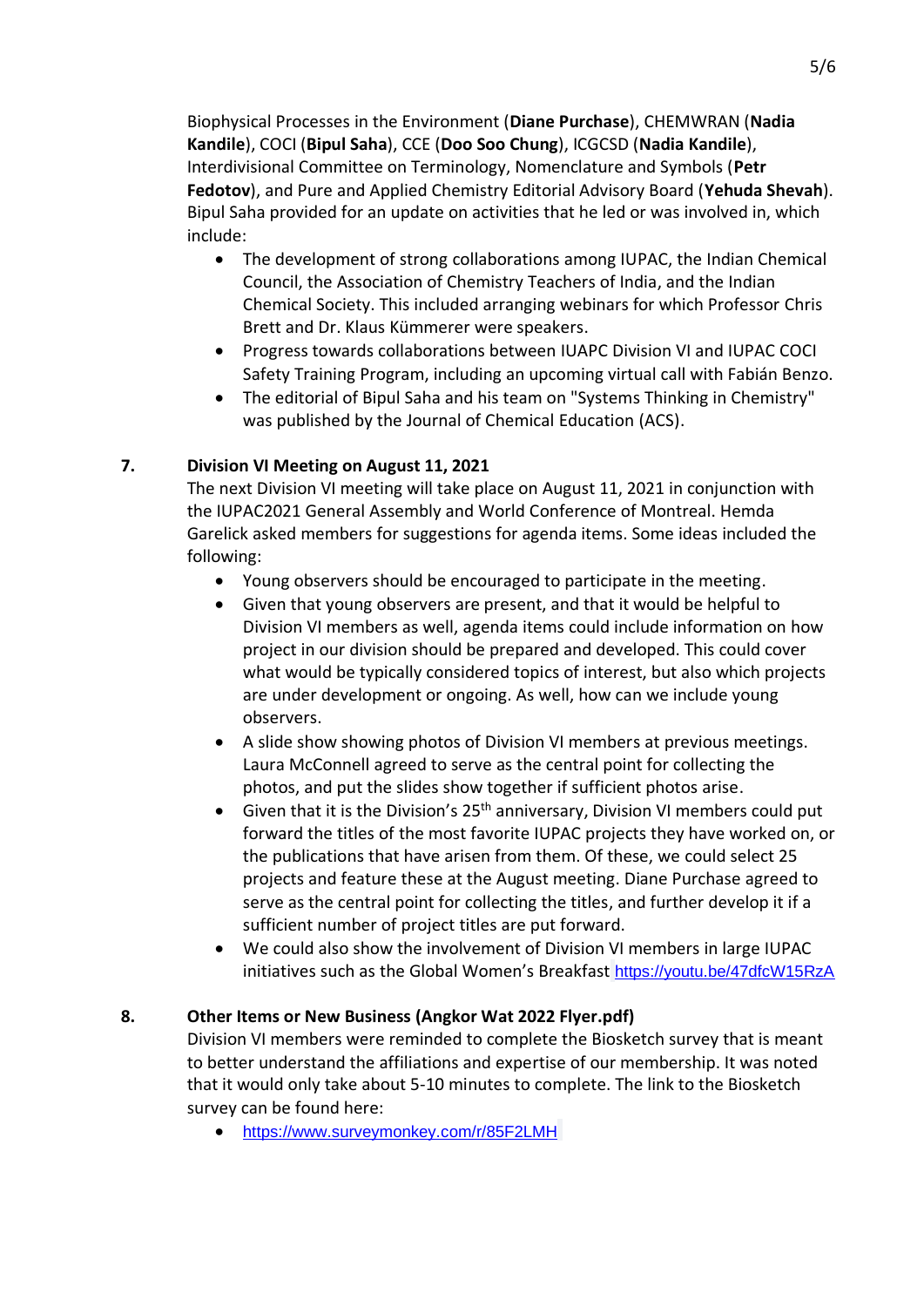Biophysical Processes in the Environment (**Diane Purchase**), CHEMWRAN (**Nadia Kandile**), COCI (**Bipul Saha**), CCE (**Doo Soo Chung**), ICGCSD (**Nadia Kandile**), Interdivisional Committee on Terminology, Nomenclature and Symbols (**Petr Fedotov**), and Pure and Applied Chemistry Editorial Advisory Board (**Yehuda Shevah**). Bipul Saha provided for an update on activities that he led or was involved in, which include:

- The development of strong collaborations among IUPAC, the Indian Chemical Council, the Association of Chemistry Teachers of India, and the Indian Chemical Society. This included arranging webinars for which Professor Chris Brett and Dr. Klaus Kümmerer were speakers.
- Progress towards collaborations between IUAPC Division VI and IUPAC COCI Safety Training Program, including an upcoming virtual call with Fabián Benzo.
- The editorial of Bipul Saha and his team on "Systems Thinking in Chemistry" was published by the Journal of Chemical Education (ACS).

**7. Division VI Meeting on August 11, 2021**

The next Division VI meeting will take place on August 11, 2021 in conjunction with the IUPAC2021 General Assembly and World Conference of Montreal. Hemda Garelick asked members for suggestions for agenda items. Some ideas included the following:

- Young observers should be encouraged to participate in the meeting.
- Given that young observers are present, and that it would be helpful to Division VI members as well, agenda items could include information on how project in our division should be prepared and developed. This could cover what would be typically considered topics of interest, but also which projects are under development or ongoing. As well, how can we include young observers.
- A slide show showing photos of Division VI members at previous meetings. Laura McConnell agreed to serve as the central point for collecting the photos, and put the slides show together if sufficient photos arise.
- Given that it is the Division's 25th anniversary, Division VI members could put forward the titles of the most favorite IUPAC projects they have worked on, or the publications that have arisen from them. Of these, we could select 25 projects and feature these at the August meeting. Diane Purchase agreed to serve as the central point for collecting the titles, and further develop it if a sufficient number of project titles are put forward.
- We could also show the involvement of Division VI members in large IUPAC initiatives such as the Global Women's Breakfast https://youtu.be/47dfcW15RzA

**8. Other Items or New Business (Angkor Wat 2022 Flyer.pdf)**

Division VI members were reminded to complete the Biosketch survey that is meant to better understand the affiliations and expertise of our membership. It was noted that it would only take about 5-10 minutes to complete. The link to the Biosketch survey can be found here:

- https://www.surveymonkey.com/r/85F2LMH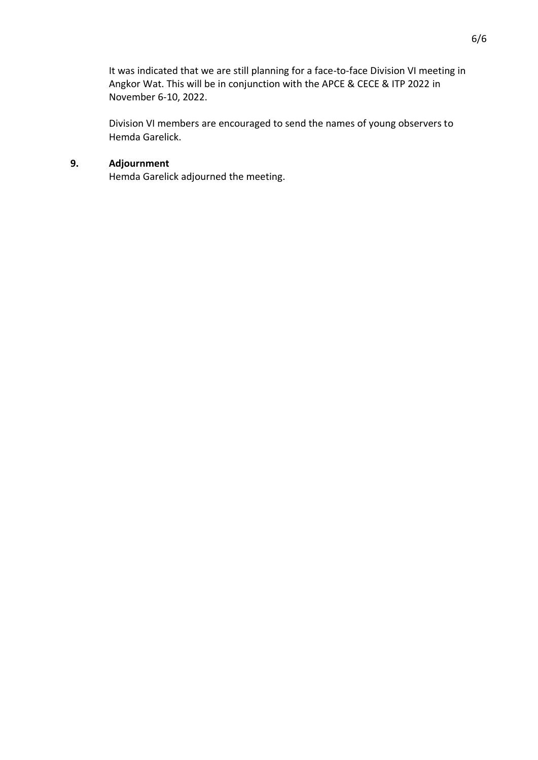It was indicated that we are still planning for a face-to-face Division VI meeting in Angkor Wat. This will be in conjunction with the APCE & CECE & ITP 2022 in November 6-10, 2022.

Division VI members are encouraged to send the names of young observers to Hemda Garelick.

**9. Adjournment**

Hemda Garelick adjourned the meeting.